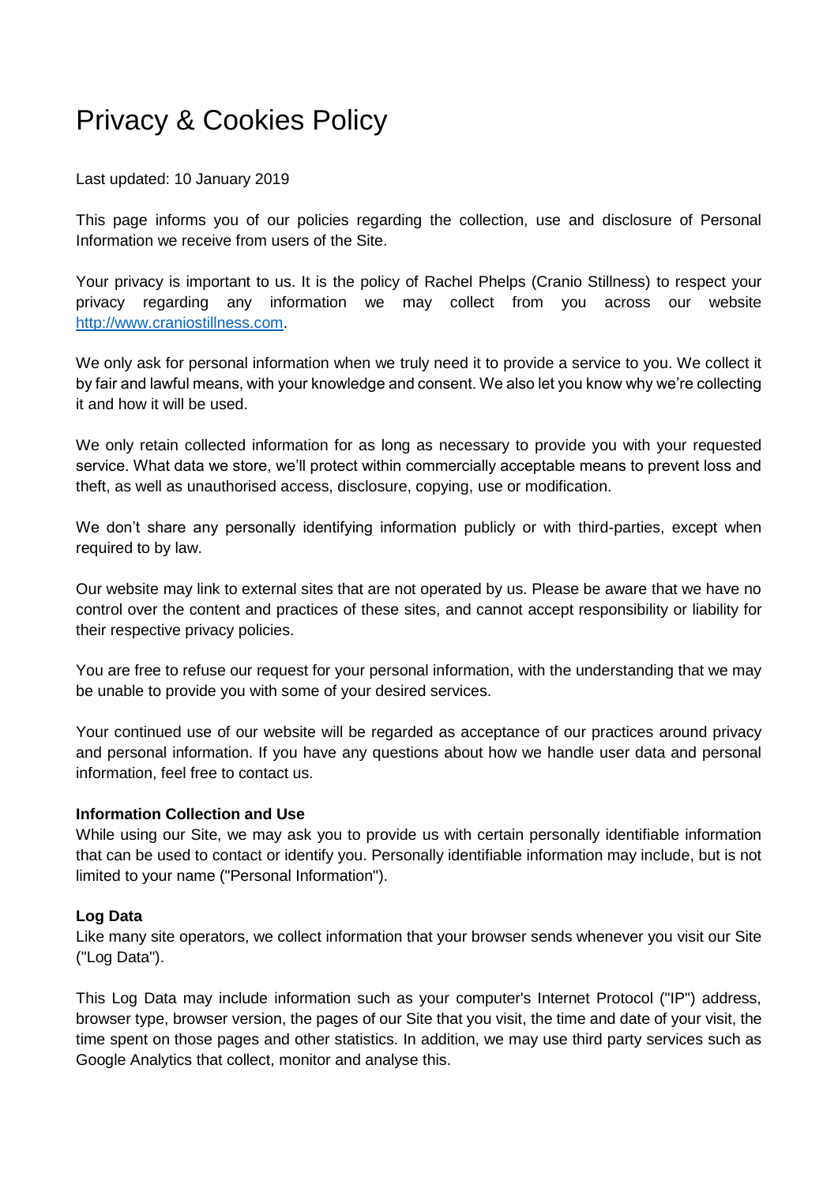# Privacy & Cookies Policy

Last updated: 10 January 2019

This page informs you of our policies regarding the collection, use and disclosure of Personal Information we receive from users of the Site.

Your privacy is important to us. It is the policy of Rachel Phelps (Cranio Stillness) to respect your privacy regarding any information we may collect from you across our website [http://www.craniostillness.com](http://www.craniostillness.com).

We only ask for personal information when we truly need it to provide a service to you. We collect it by fair and lawful means, with your knowledge and consent. We also let you know why we're collecting it and how it will be used.

We only retain collected information for as long as necessary to provide you with your requested service. What data we store, we'll protect within commercially acceptable means to prevent loss and theft, as well as unauthorised access, disclosure, copying, use or modification.

We don't share any personally identifying information publicly or with third-parties, except when required to by law.

Our website may link to external sites that are not operated by us. Please be aware that we have no control over the content and practices of these sites, and cannot accept responsibility or liability for their respective privacy policies.

You are free to refuse our request for your personal information, with the understanding that we may be unable to provide you with some of your desired services.

Your continued use of our website will be regarded as acceptance of our practices around privacy and personal information. If you have any questions about how we handle user data and personal information, feel free to contact us.

**Information Collection and Use**

While using our Site, we may ask you to provide us with certain personally identifiable information that can be used to contact or identify you. Personally identifiable information may include, but is not limited to your name ("Personal Information").

**Log Data**

Like many site operators, we collect information that your browser sends whenever you visit our Site ("Log Data").

This Log Data may include information such as your computer's Internet Protocol ("IP") address, browser type, browser version, the pages of our Site that you visit, the time and date of your visit, the time spent on those pages and other statistics. In addition, we may use third party services such as Google Analytics that collect, monitor and analyse this.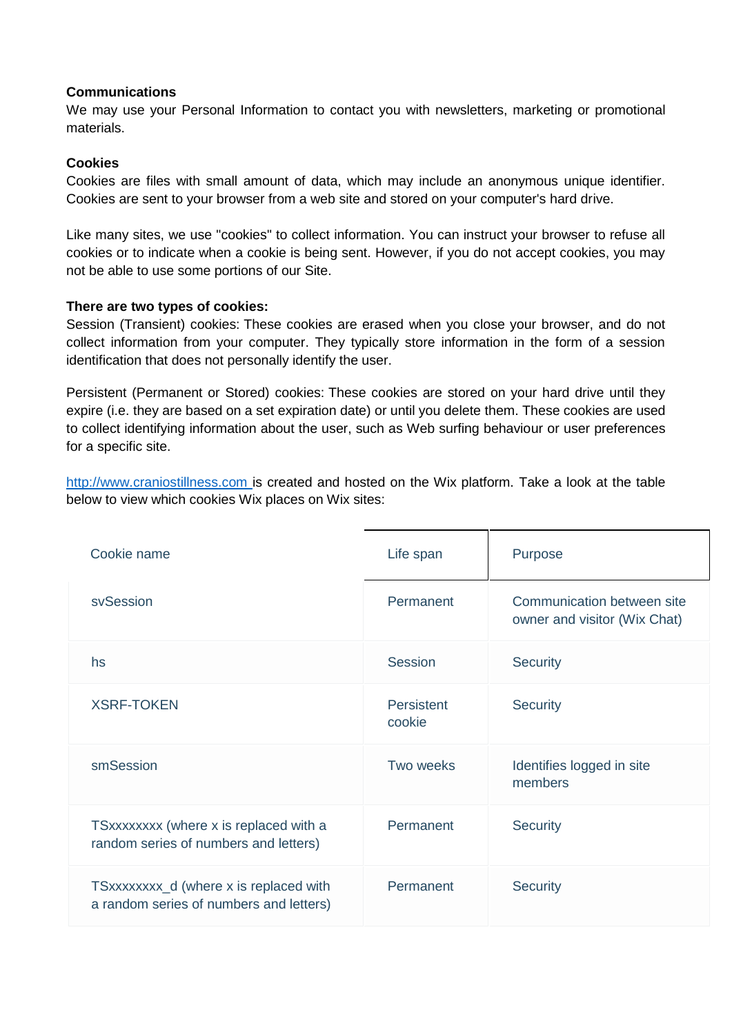**Communications**
We may use your Personal Information to contact you with newsletters, marketing or promotional materials.

**Cookies**
Cookies are files with small amount of data, which may include an anonymous unique identifier. Cookies are sent to your browser from a web site and stored on your computer's hard drive.

Like many sites, we use "cookies" to collect information. You can instruct your browser to refuse all cookies or to indicate when a cookie is being sent. However, if you do not accept cookies, you may not be able to use some portions of our Site.

**There are two types of cookies:**
Session (Transient) cookies: These cookies are erased when you close your browser, and do not collect information from your computer. They typically store information in the form of a session identification that does not personally identify the user.

Persistent (Permanent or Stored) cookies: These cookies are stored on your hard drive until they expire (i.e. they are based on a set expiration date) or until you delete them. These cookies are used to collect identifying information about the user, such as Web surfing behaviour or user preferences for a specific site.

[http://www.craniostillness.com](http://www.craniostillness.com) is created and hosted on the Wix platform. Take a look at the table below to view which cookies Wix places on Wix sites:

| Cookie name | Life span | Purpose |
|---|---|---|
| svSession | Permanent | Communication between site owner and visitor (Wix Chat) |
| hs | Session | Security |
| XSRF-TOKEN | Persistent cookie | Security |
| smSession | Two weeks | Identifies logged in site members |
| TSxxxxxxxx (where x is replaced with a random series of numbers and letters) | Permanent | Security |
| TSxxxxxxxx_d (where x is replaced with a random series of numbers and letters) | Permanent | Security |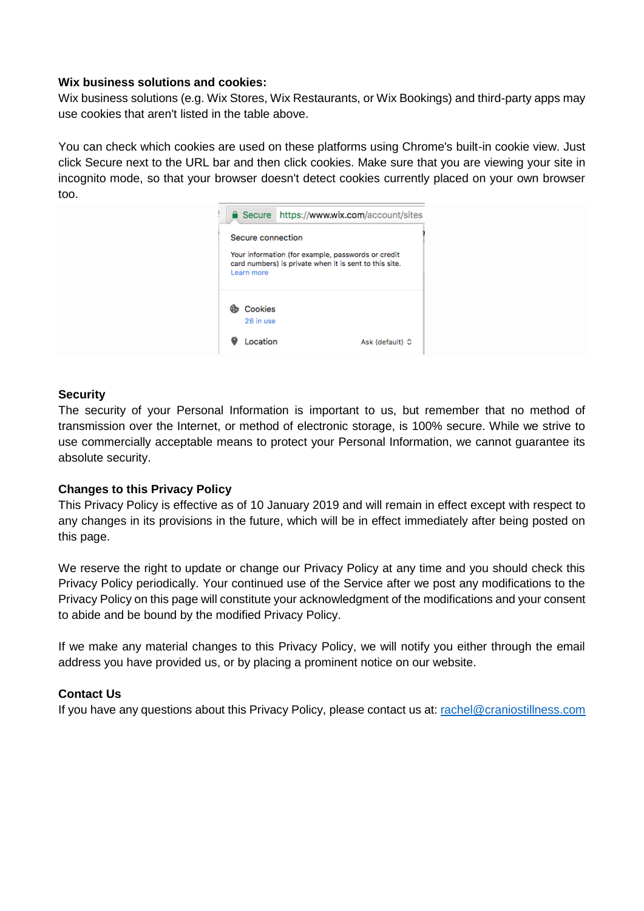**Wix business solutions and cookies:**
Wix business solutions (e.g. Wix Stores, Wix Restaurants, or Wix Bookings) and third-party apps may use cookies that aren't listed in the table above.

You can check which cookies are used on these platforms using Chrome's built-in cookie view. Just click Secure next to the URL bar and then click cookies. Make sure that you are viewing your site in incognito mode, so that your browser doesn't detect cookies currently placed on your own browser too.

**Security**
The security of your Personal Information is important to us, but remember that no method of transmission over the Internet, or method of electronic storage, is 100% secure. While we strive to use commercially acceptable means to protect your Personal Information, we cannot guarantee its absolute security.

**Changes to this Privacy Policy**
This Privacy Policy is effective as of 10 January 2019 and will remain in effect except with respect to any changes in its provisions in the future, which will be in effect immediately after being posted on this page.

We reserve the right to update or change our Privacy Policy at any time and you should check this Privacy Policy periodically. Your continued use of the Service after we post any modifications to the Privacy Policy on this page will constitute your acknowledgment of the modifications and your consent to abide and be bound by the modified Privacy Policy.

If we make any material changes to this Privacy Policy, we will notify you either through the email address you have provided us, or by placing a prominent notice on our website.

**Contact Us**
If you have any questions about this Privacy Policy, please contact us at: rachel@craniostillness.com